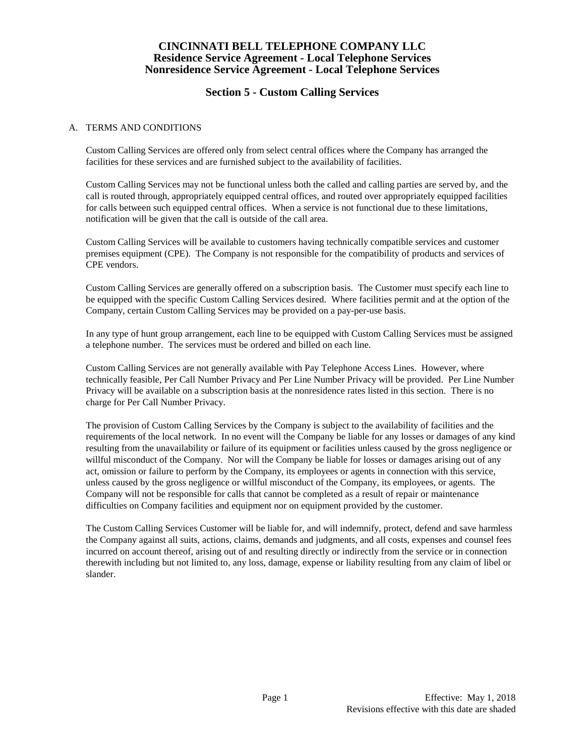# CINCINNATI BELL TELEPHONE COMPANY LLC
## Residence Service Agreement - Local Telephone Services
## Nonresidence Service Agreement - Local Telephone Services

## Section 5 - Custom Calling Services

A. TERMS AND CONDITIONS

Custom Calling Services are offered only from select central offices where the Company has arranged the facilities for these services and are furnished subject to the availability of facilities.

Custom Calling Services may not be functional unless both the called and calling parties are served by, and the call is routed through, appropriately equipped central offices, and routed over appropriately equipped facilities for calls between such equipped central offices. When a service is not functional due to these limitations, notification will be given that the call is outside of the call area.

Custom Calling Services will be available to customers having technically compatible services and customer premises equipment (CPE). The Company is not responsible for the compatibility of products and services of CPE vendors.

Custom Calling Services are generally offered on a subscription basis. The Customer must specify each line to be equipped with the specific Custom Calling Services desired. Where facilities permit and at the option of the Company, certain Custom Calling Services may be provided on a pay-per-use basis.

In any type of hunt group arrangement, each line to be equipped with Custom Calling Services must be assigned a telephone number. The services must be ordered and billed on each line.

Custom Calling Services are not generally available with Pay Telephone Access Lines. However, where technically feasible, Per Call Number Privacy and Per Line Number Privacy will be provided. Per Line Number Privacy will be available on a subscription basis at the nonresidence rates listed in this section. There is no charge for Per Call Number Privacy.

The provision of Custom Calling Services by the Company is subject to the availability of facilities and the requirements of the local network. In no event will the Company be liable for any losses or damages of any kind resulting from the unavailability or failure of its equipment or facilities unless caused by the gross negligence or willful misconduct of the Company. Nor will the Company be liable for losses or damages arising out of any act, omission or failure to perform by the Company, its employees or agents in connection with this service, unless caused by the gross negligence or willful misconduct of the Company, its employees, or agents. The Company will not be responsible for calls that cannot be completed as a result of repair or maintenance difficulties on Company facilities and equipment nor on equipment provided by the customer.

The Custom Calling Services Customer will be liable for, and will indemnify, protect, defend and save harmless the Company against all suits, actions, claims, demands and judgments, and all costs, expenses and counsel fees incurred on account thereof, arising out of and resulting directly or indirectly from the service or in connection therewith including but not limited to, any loss, damage, expense or liability resulting from any claim of libel or slander.

Effective: May 1, 2018
Revisions effective with this date are shaded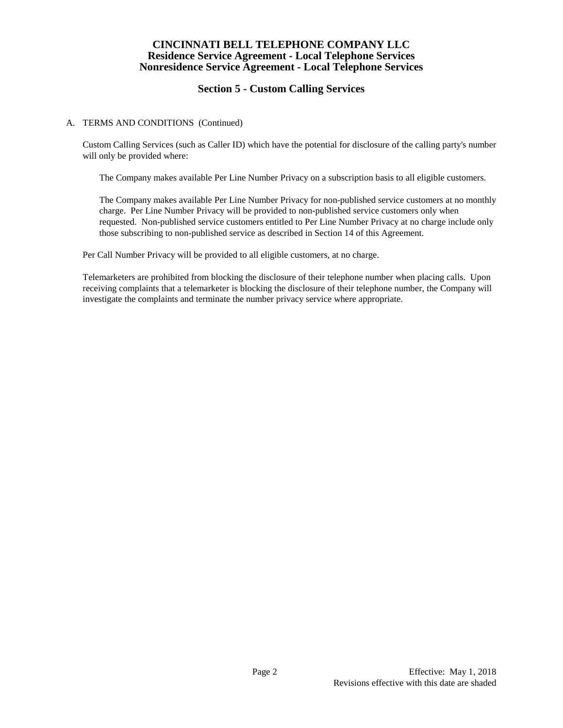# CINCINNATI BELL TELEPHONE COMPANY LLC
## Residence Service Agreement - Local Telephone Services
## Nonresidence Service Agreement - Local Telephone Services

## Section 5 - Custom Calling Services

A. TERMS AND CONDITIONS (Continued)

Custom Calling Services (such as Caller ID) which have the potential for disclosure of the calling party's number will only be provided where:

The Company makes available Per Line Number Privacy on a subscription basis to all eligible customers.

The Company makes available Per Line Number Privacy for non-published service customers at no monthly charge. Per Line Number Privacy will be provided to non-published service customers only when requested. Non-published service customers entitled to Per Line Number Privacy at no charge include only those subscribing to non-published service as described in Section 14 of this Agreement.

Per Call Number Privacy will be provided to all eligible customers, at no charge.

Telemarketers are prohibited from blocking the disclosure of their telephone number when placing calls. Upon receiving complaints that a telemarketer is blocking the disclosure of their telephone number, the Company will investigate the complaints and terminate the number privacy service where appropriate.

Effective: May 1, 2018
Revisions effective with this date are shaded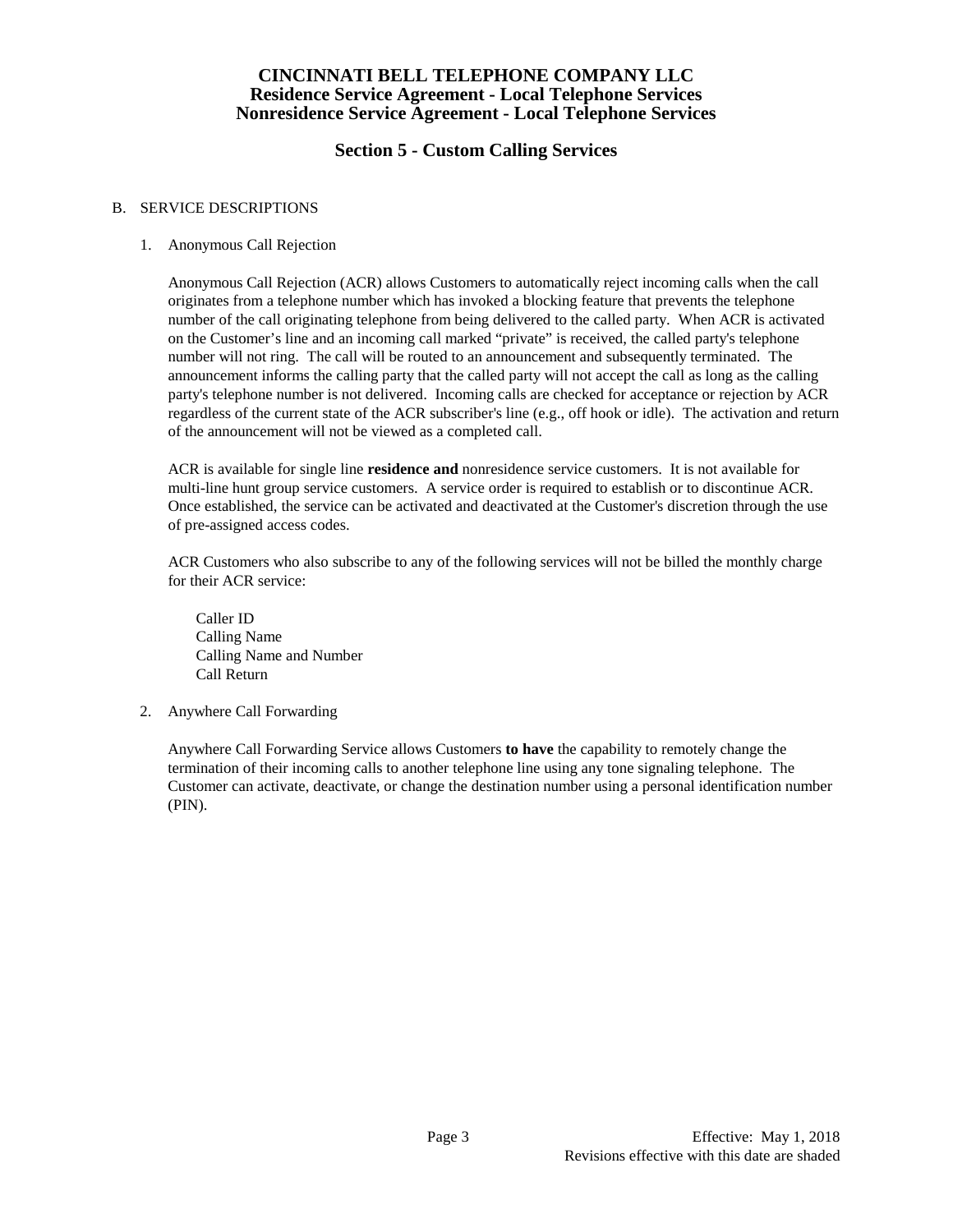# CINCINNATI BELL TELEPHONE COMPANY LLC
## Residence Service Agreement - Local Telephone Services
## Nonresidence Service Agreement - Local Telephone Services

## Section 5 - Custom Calling Services

B. SERVICE DESCRIPTIONS

1. Anonymous Call Rejection

   Anonymous Call Rejection (ACR) allows Customers to automatically reject incoming calls when the call originates from a telephone number which has invoked a blocking feature that prevents the telephone number of the call originating telephone from being delivered to the called party. When ACR is activated on the Customer's line and an incoming call marked "private" is received, the called party's telephone number will not ring. The call will be routed to an announcement and subsequently terminated. The announcement informs the calling party that the called party will not accept the call as long as the calling party's telephone number is not delivered. Incoming calls are checked for acceptance or rejection by ACR regardless of the current state of the ACR subscriber's line (e.g., off hook or idle). The activation and return of the announcement will not be viewed as a completed call.

   ACR is available for single line **residence and** nonresidence service customers. It is not available for multi-line hunt group service customers. A service order is required to establish or to discontinue ACR. Once established, the service can be activated and deactivated at the Customer's discretion through the use of pre-assigned access codes.

   ACR Customers who also subscribe to any of the following services will not be billed the monthly charge for their ACR service:

   Caller ID
   Calling Name
   Calling Name and Number
   Call Return

2. Anywhere Call Forwarding

   Anywhere Call Forwarding Service allows Customers **to have** the capability to remotely change the termination of their incoming calls to another telephone line using any tone signaling telephone. The Customer can activate, deactivate, or change the destination number using a personal identification number (PIN).

Effective: May 1, 2018
Revisions effective with this date are shaded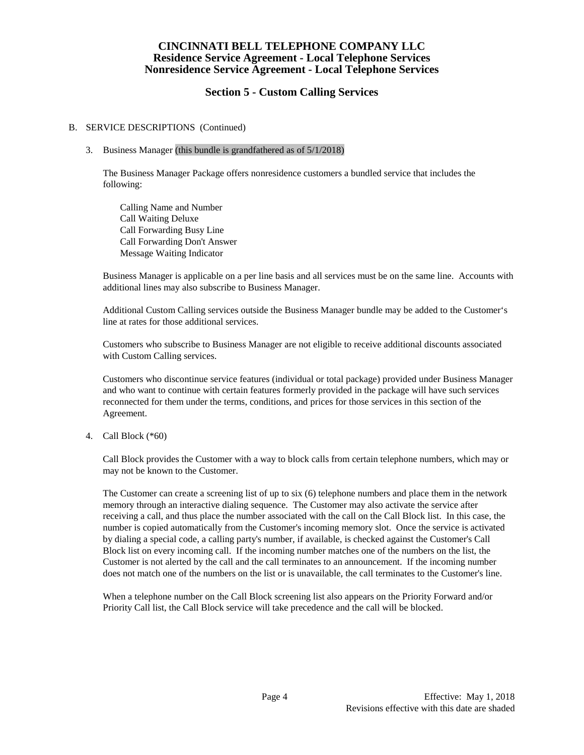# CINCINNATI BELL TELEPHONE COMPANY LLC
## Residence Service Agreement - Local Telephone Services
## Nonresidence Service Agreement - Local Telephone Services

## Section 5 - Custom Calling Services

B. SERVICE DESCRIPTIONS (Continued)

3. Business Manager (this bundle is grandfathered as of 5/1/2018)

   The Business Manager Package offers nonresidence customers a bundled service that includes the following:

   Calling Name and Number
   Call Waiting Deluxe
   Call Forwarding Busy Line
   Call Forwarding Don't Answer
   Message Waiting Indicator

   Business Manager is applicable on a per line basis and all services must be on the same line. Accounts with additional lines may also subscribe to Business Manager.

   Additional Custom Calling services outside the Business Manager bundle may be added to the Customer's line at rates for those additional services.

   Customers who subscribe to Business Manager are not eligible to receive additional discounts associated with Custom Calling services.

   Customers who discontinue service features (individual or total package) provided under Business Manager and who want to continue with certain features formerly provided in the package will have such services reconnected for them under the terms, conditions, and prices for those services in this section of the Agreement.

4. Call Block (*60)

   Call Block provides the Customer with a way to block calls from certain telephone numbers, which may or may not be known to the Customer.

   The Customer can create a screening list of up to six (6) telephone numbers and place them in the network memory through an interactive dialing sequence. The Customer may also activate the service after receiving a call, and thus place the number associated with the call on the Call Block list. In this case, the number is copied automatically from the Customer's incoming memory slot. Once the service is activated by dialing a special code, a calling party's number, if available, is checked against the Customer's Call Block list on every incoming call. If the incoming number matches one of the numbers on the list, the Customer is not alerted by the call and the call terminates to an announcement. If the incoming number does not match one of the numbers on the list or is unavailable, the call terminates to the Customer's line.

   When a telephone number on the Call Block screening list also appears on the Priority Forward and/or Priority Call list, the Call Block service will take precedence and the call will be blocked.

Effective: May 1, 2018
Revisions effective with this date are shaded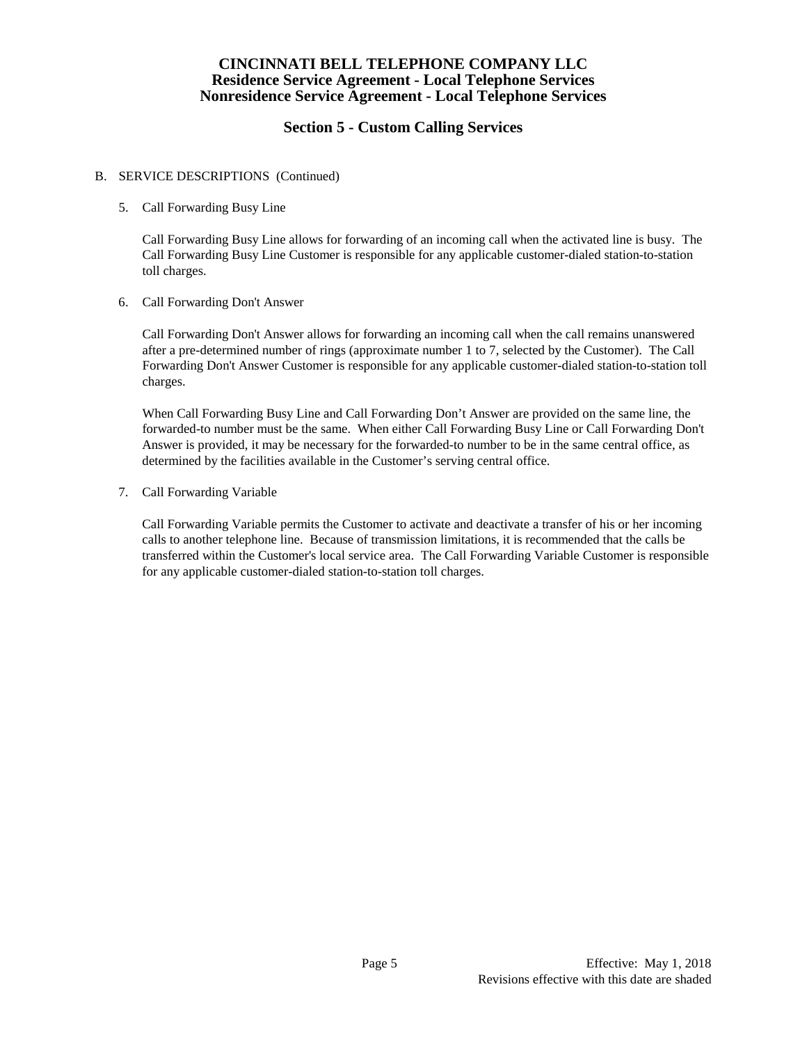B. SERVICE DESCRIPTIONS (Continued)

5. Call Forwarding Busy Line

   Call Forwarding Busy Line allows for forwarding of an incoming call when the activated line is busy. The Call Forwarding Busy Line Customer is responsible for any applicable customer-dialed station-to-station toll charges.

6. Call Forwarding Don't Answer

   Call Forwarding Don't Answer allows for forwarding an incoming call when the call remains unanswered after a pre-determined number of rings (approximate number 1 to 7, selected by the Customer). The Call Forwarding Don't Answer Customer is responsible for any applicable customer-dialed station-to-station toll charges.

   When Call Forwarding Busy Line and Call Forwarding Don’t Answer are provided on the same line, the forwarded-to number must be the same. When either Call Forwarding Busy Line or Call Forwarding Don't Answer is provided, it may be necessary for the forwarded-to number to be in the same central office, as determined by the facilities available in the Customer’s serving central office.

7. Call Forwarding Variable

   Call Forwarding Variable permits the Customer to activate and deactivate a transfer of his or her incoming calls to another telephone line. Because of transmission limitations, it is recommended that the calls be transferred within the Customer's local service area. The Call Forwarding Variable Customer is responsible for any applicable customer-dialed station-to-station toll charges.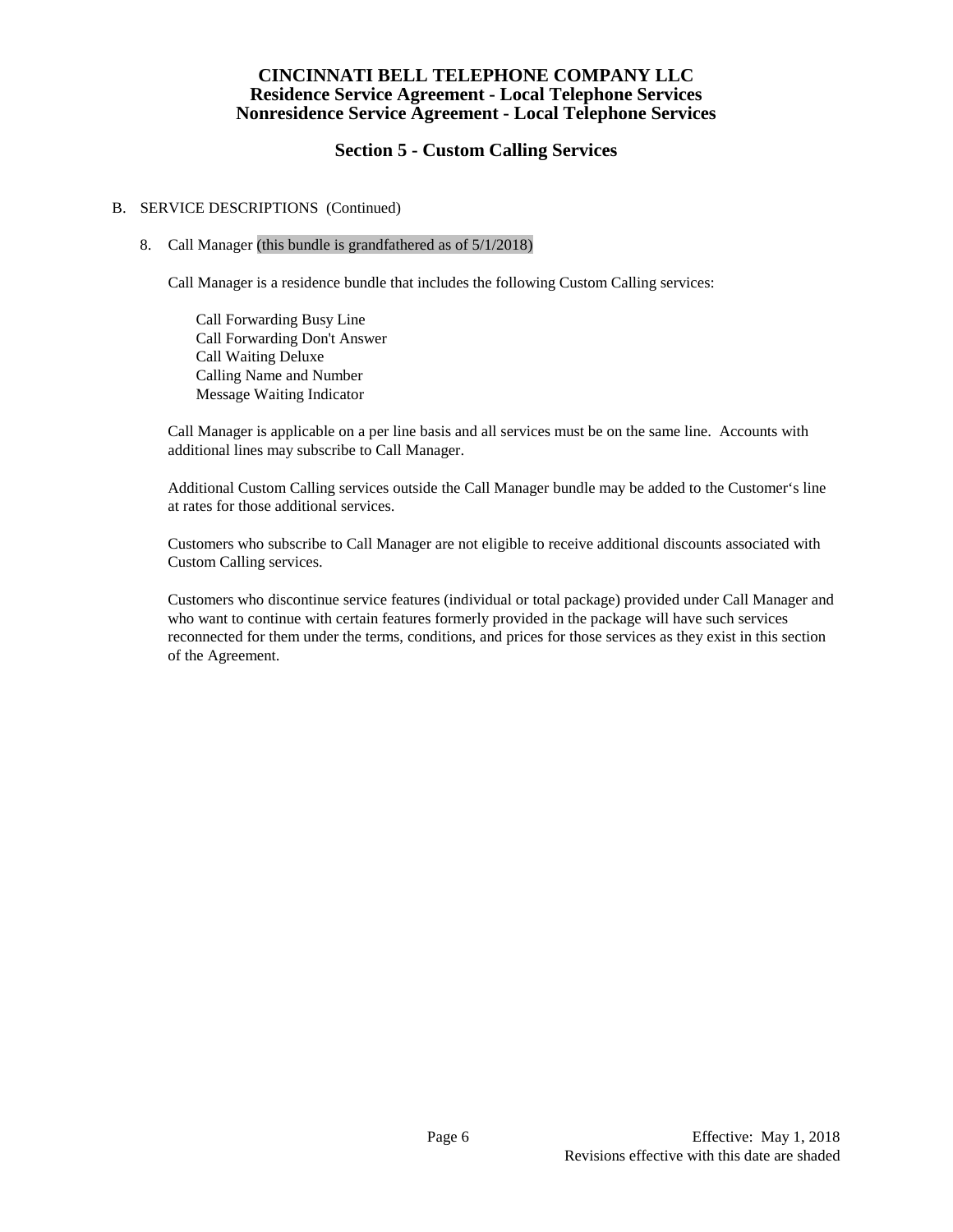# CINCINNATI BELL TELEPHONE COMPANY LLC
## Residence Service Agreement - Local Telephone Services
## Nonresidence Service Agreement - Local Telephone Services

## Section 5 - Custom Calling Services

B. SERVICE DESCRIPTIONS (Continued)

8. Call Manager (this bundle is grandfathered as of 5/1/2018)

   Call Manager is a residence bundle that includes the following Custom Calling services:

   - Call Forwarding Busy Line
   - Call Forwarding Don't Answer
   - Call Waiting Deluxe
   - Calling Name and Number
   - Message Waiting Indicator

   Call Manager is applicable on a per line basis and all services must be on the same line. Accounts with additional lines may subscribe to Call Manager.

   Additional Custom Calling services outside the Call Manager bundle may be added to the Customer's line at rates for those additional services.

   Customers who subscribe to Call Manager are not eligible to receive additional discounts associated with Custom Calling services.

   Customers who discontinue service features (individual or total package) provided under Call Manager and who want to continue with certain features formerly provided in the package will have such services reconnected for them under the terms, conditions, and prices for those services as they exist in this section of the Agreement.

Effective: May 1, 2018
Revisions effective with this date are shaded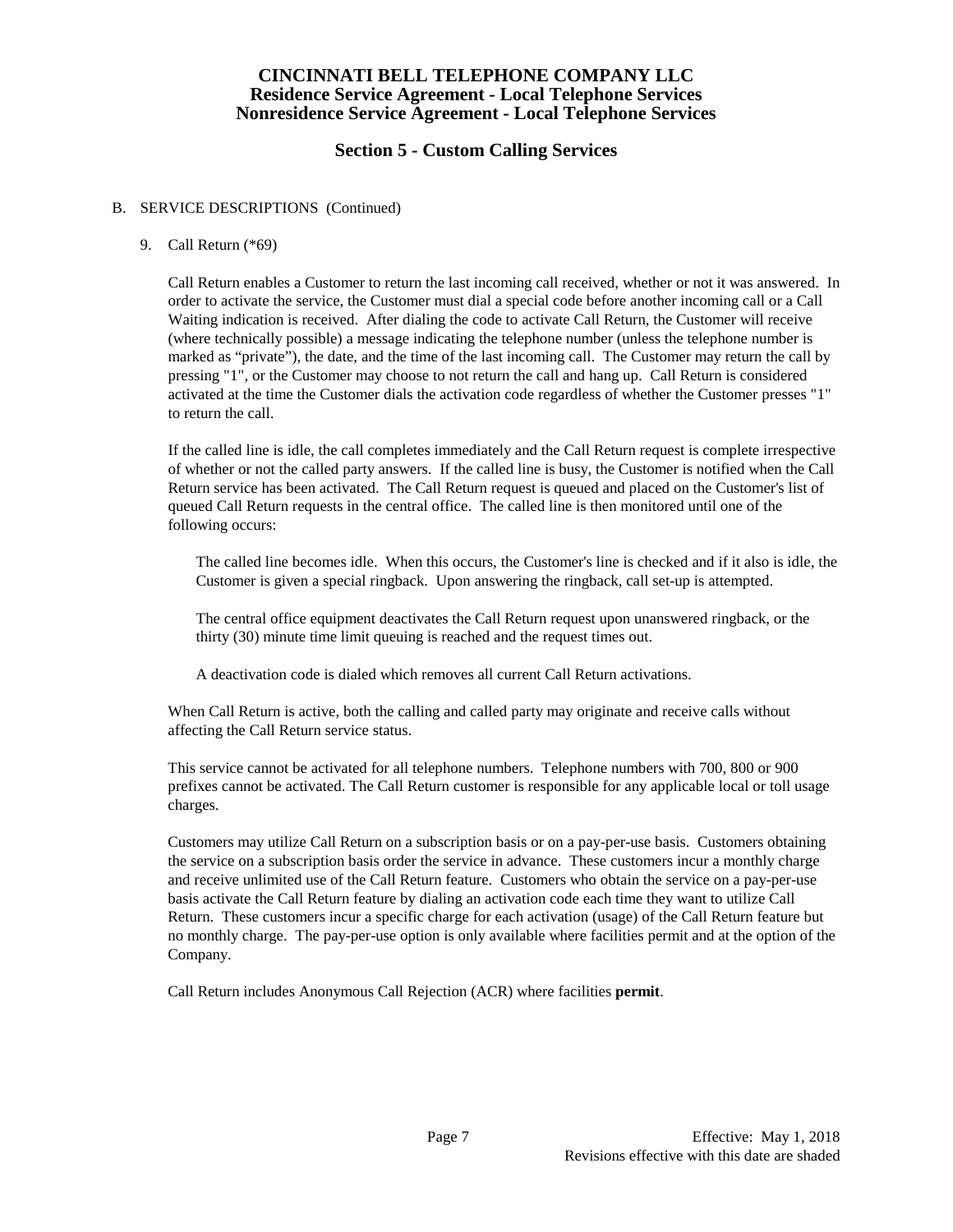# CINCINNATI BELL TELEPHONE COMPANY LLC
## Residence Service Agreement - Local Telephone Services
## Nonresidence Service Agreement - Local Telephone Services

## Section 5 - Custom Calling Services

B. SERVICE DESCRIPTIONS (Continued)

9. Call Return (*69)

Call Return enables a Customer to return the last incoming call received, whether or not it was answered. In order to activate the service, the Customer must dial a special code before another incoming call or a Call Waiting indication is received. After dialing the code to activate Call Return, the Customer will receive (where technically possible) a message indicating the telephone number (unless the telephone number is marked as "private"), the date, and the time of the last incoming call. The Customer may return the call by pressing "1", or the Customer may choose to not return the call and hang up. Call Return is considered activated at the time the Customer dials the activation code regardless of whether the Customer presses "1" to return the call.

If the called line is idle, the call completes immediately and the Call Return request is complete irrespective of whether or not the called party answers. If the called line is busy, the Customer is notified when the Call Return service has been activated. The Call Return request is queued and placed on the Customer's list of queued Call Return requests in the central office. The called line is then monitored until one of the following occurs:

The called line becomes idle. When this occurs, the Customer's line is checked and if it also is idle, the Customer is given a special ringback. Upon answering the ringback, call set-up is attempted.

The central office equipment deactivates the Call Return request upon unanswered ringback, or the thirty (30) minute time limit queuing is reached and the request times out.

A deactivation code is dialed which removes all current Call Return activations.

When Call Return is active, both the calling and called party may originate and receive calls without affecting the Call Return service status.

This service cannot be activated for all telephone numbers. Telephone numbers with 700, 800 or 900 prefixes cannot be activated. The Call Return customer is responsible for any applicable local or toll usage charges.

Customers may utilize Call Return on a subscription basis or on a pay-per-use basis. Customers obtaining the service on a subscription basis order the service in advance. These customers incur a monthly charge and receive unlimited use of the Call Return feature. Customers who obtain the service on a pay-per-use basis activate the Call Return feature by dialing an activation code each time they want to utilize Call Return. These customers incur a specific charge for each activation (usage) of the Call Return feature but no monthly charge. The pay-per-use option is only available where facilities permit and at the option of the Company.

Call Return includes Anonymous Call Rejection (ACR) where facilities **permit**.

Effective: May 1, 2018
Revisions effective with this date are shaded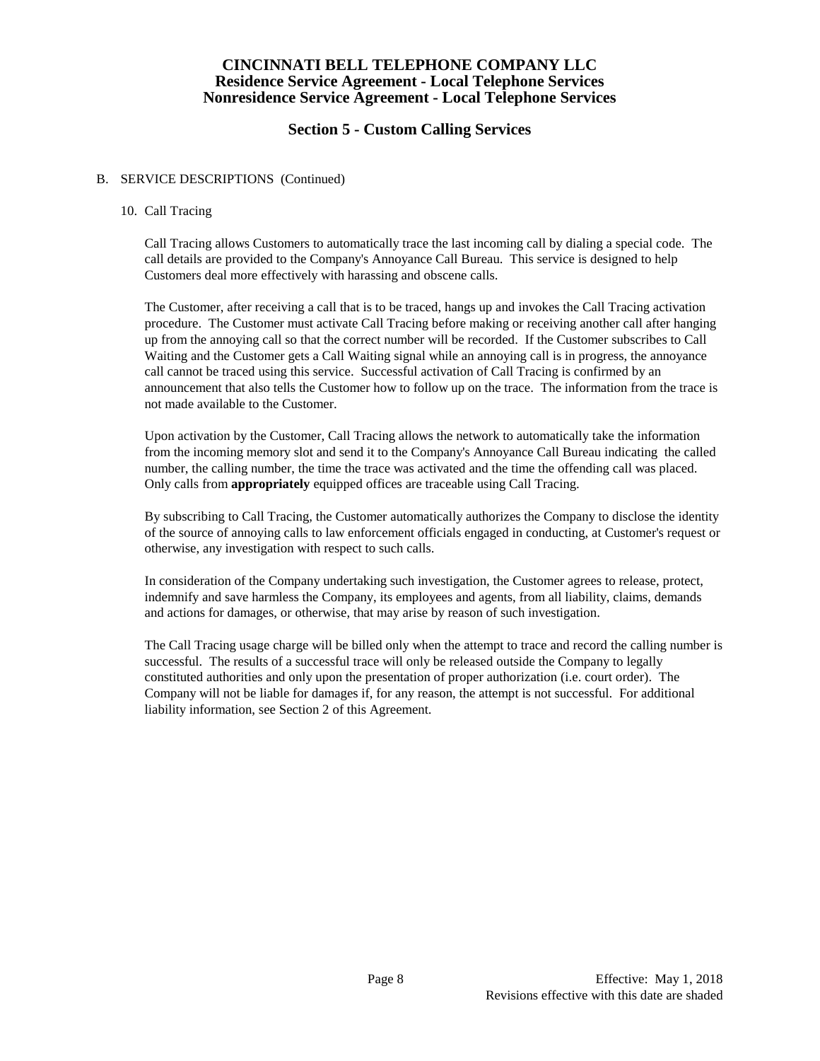# CINCINNATI BELL TELEPHONE COMPANY LLC
## Residence Service Agreement - Local Telephone Services
## Nonresidence Service Agreement - Local Telephone Services

## Section 5 - Custom Calling Services

B. SERVICE DESCRIPTIONS (Continued)

10. Call Tracing

Call Tracing allows Customers to automatically trace the last incoming call by dialing a special code. The call details are provided to the Company's Annoyance Call Bureau. This service is designed to help Customers deal more effectively with harassing and obscene calls.

The Customer, after receiving a call that is to be traced, hangs up and invokes the Call Tracing activation procedure. The Customer must activate Call Tracing before making or receiving another call after hanging up from the annoying call so that the correct number will be recorded. If the Customer subscribes to Call Waiting and the Customer gets a Call Waiting signal while an annoying call is in progress, the annoyance call cannot be traced using this service. Successful activation of Call Tracing is confirmed by an announcement that also tells the Customer how to follow up on the trace. The information from the trace is not made available to the Customer.

Upon activation by the Customer, Call Tracing allows the network to automatically take the information from the incoming memory slot and send it to the Company's Annoyance Call Bureau indicating the called number, the calling number, the time the trace was activated and the time the offending call was placed. Only calls from **appropriately** equipped offices are traceable using Call Tracing.

By subscribing to Call Tracing, the Customer automatically authorizes the Company to disclose the identity of the source of annoying calls to law enforcement officials engaged in conducting, at Customer's request or otherwise, any investigation with respect to such calls.

In consideration of the Company undertaking such investigation, the Customer agrees to release, protect, indemnify and save harmless the Company, its employees and agents, from all liability, claims, demands and actions for damages, or otherwise, that may arise by reason of such investigation.

The Call Tracing usage charge will be billed only when the attempt to trace and record the calling number is successful. The results of a successful trace will only be released outside the Company to legally constituted authorities and only upon the presentation of proper authorization (i.e. court order). The Company will not be liable for damages if, for any reason, the attempt is not successful. For additional liability information, see Section 2 of this Agreement.

Effective: May 1, 2018
Revisions effective with this date are shaded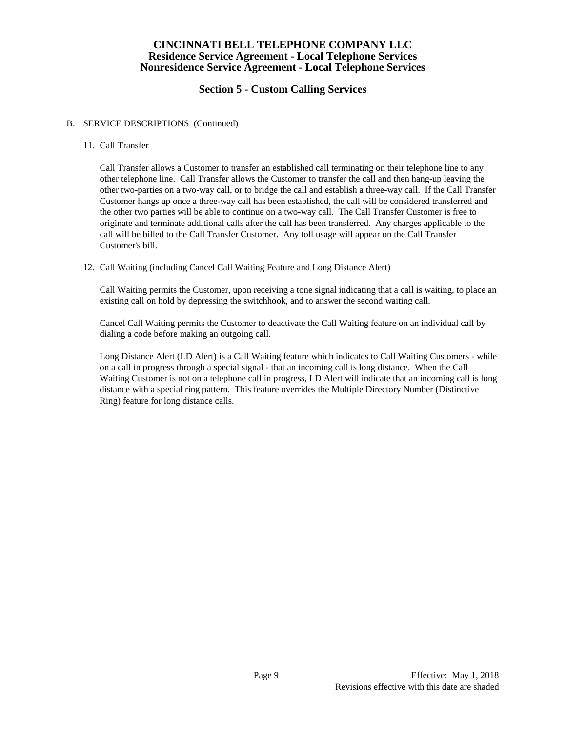B. SERVICE DESCRIPTIONS (Continued)

11. Call Transfer

Call Transfer allows a Customer to transfer an established call terminating on their telephone line to any other telephone line. Call Transfer allows the Customer to transfer the call and then hang-up leaving the other two-parties on a two-way call, or to bridge the call and establish a three-way call. If the Call Transfer Customer hangs up once a three-way call has been established, the call will be considered transferred and the other two parties will be able to continue on a two-way call. The Call Transfer Customer is free to originate and terminate additional calls after the call has been transferred. Any charges applicable to the call will be billed to the Call Transfer Customer. Any toll usage will appear on the Call Transfer Customer's bill.

12. Call Waiting (including Cancel Call Waiting Feature and Long Distance Alert)

Call Waiting permits the Customer, upon receiving a tone signal indicating that a call is waiting, to place an existing call on hold by depressing the switchhook, and to answer the second waiting call.

Cancel Call Waiting permits the Customer to deactivate the Call Waiting feature on an individual call by dialing a code before making an outgoing call.

Long Distance Alert (LD Alert) is a Call Waiting feature which indicates to Call Waiting Customers - while on a call in progress through a special signal - that an incoming call is long distance. When the Call Waiting Customer is not on a telephone call in progress, LD Alert will indicate that an incoming call is long distance with a special ring pattern. This feature overrides the Multiple Directory Number (Distinctive Ring) feature for long distance calls.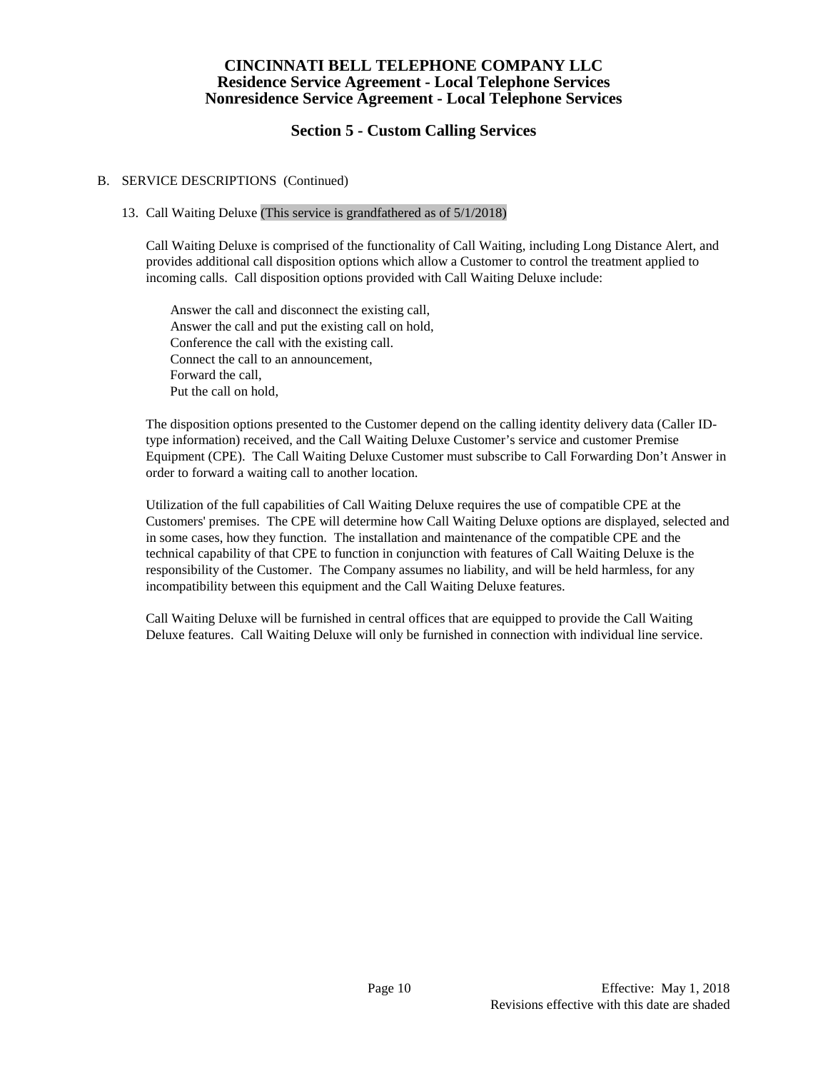# CINCINNATI BELL TELEPHONE COMPANY LLC
## Residence Service Agreement - Local Telephone Services
## Nonresidence Service Agreement - Local Telephone Services

## Section 5 - Custom Calling Services

B. SERVICE DESCRIPTIONS (Continued)

13. Call Waiting Deluxe (This service is grandfathered as of 5/1/2018)

Call Waiting Deluxe is comprised of the functionality of Call Waiting, including Long Distance Alert, and provides additional call disposition options which allow a Customer to control the treatment applied to incoming calls. Call disposition options provided with Call Waiting Deluxe include:

Answer the call and disconnect the existing call,
Answer the call and put the existing call on hold,
Conference the call with the existing call.
Connect the call to an announcement,
Forward the call,
Put the call on hold,

The disposition options presented to the Customer depend on the calling identity delivery data (Caller ID-type information) received, and the Call Waiting Deluxe Customer's service and customer Premise Equipment (CPE). The Call Waiting Deluxe Customer must subscribe to Call Forwarding Don't Answer in order to forward a waiting call to another location.

Utilization of the full capabilities of Call Waiting Deluxe requires the use of compatible CPE at the Customers' premises. The CPE will determine how Call Waiting Deluxe options are displayed, selected and in some cases, how they function. The installation and maintenance of the compatible CPE and the technical capability of that CPE to function in conjunction with features of Call Waiting Deluxe is the responsibility of the Customer. The Company assumes no liability, and will be held harmless, for any incompatibility between this equipment and the Call Waiting Deluxe features.

Call Waiting Deluxe will be furnished in central offices that are equipped to provide the Call Waiting Deluxe features. Call Waiting Deluxe will only be furnished in connection with individual line service.

Effective: May 1, 2018
Revisions effective with this date are shaded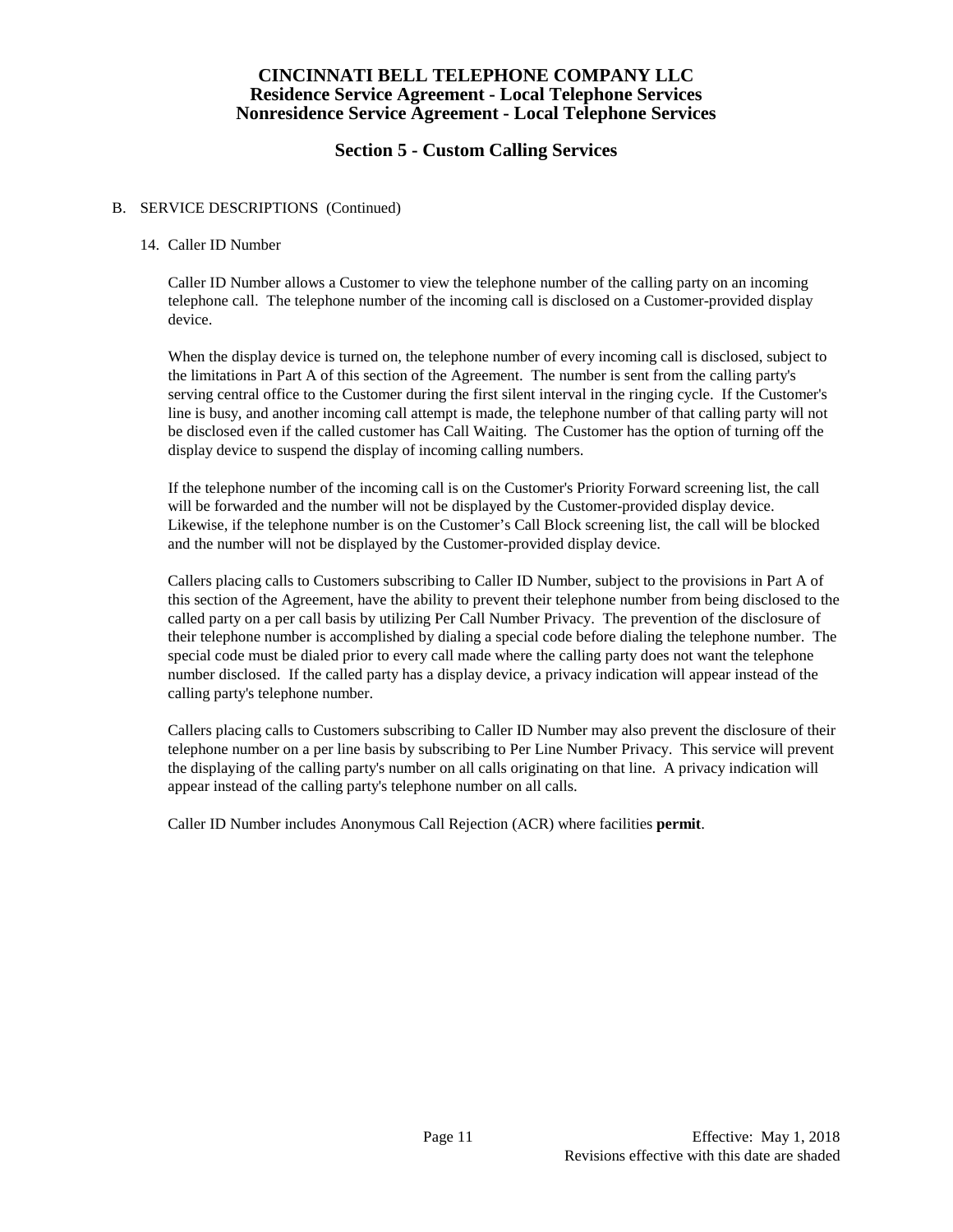# CINCINNATI BELL TELEPHONE COMPANY LLC
## Residence Service Agreement - Local Telephone Services
## Nonresidence Service Agreement - Local Telephone Services

## Section 5 - Custom Calling Services

B. SERVICE DESCRIPTIONS (Continued)

14. Caller ID Number

Caller ID Number allows a Customer to view the telephone number of the calling party on an incoming telephone call. The telephone number of the incoming call is disclosed on a Customer-provided display device.

When the display device is turned on, the telephone number of every incoming call is disclosed, subject to the limitations in Part A of this section of the Agreement. The number is sent from the calling party's serving central office to the Customer during the first silent interval in the ringing cycle. If the Customer's line is busy, and another incoming call attempt is made, the telephone number of that calling party will not be disclosed even if the called customer has Call Waiting. The Customer has the option of turning off the display device to suspend the display of incoming calling numbers.

If the telephone number of the incoming call is on the Customer's Priority Forward screening list, the call will be forwarded and the number will not be displayed by the Customer-provided display device. Likewise, if the telephone number is on the Customer's Call Block screening list, the call will be blocked and the number will not be displayed by the Customer-provided display device.

Callers placing calls to Customers subscribing to Caller ID Number, subject to the provisions in Part A of this section of the Agreement, have the ability to prevent their telephone number from being disclosed to the called party on a per call basis by utilizing Per Call Number Privacy. The prevention of the disclosure of their telephone number is accomplished by dialing a special code before dialing the telephone number. The special code must be dialed prior to every call made where the calling party does not want the telephone number disclosed. If the called party has a display device, a privacy indication will appear instead of the calling party's telephone number.

Callers placing calls to Customers subscribing to Caller ID Number may also prevent the disclosure of their telephone number on a per line basis by subscribing to Per Line Number Privacy. This service will prevent the displaying of the calling party's number on all calls originating on that line. A privacy indication will appear instead of the calling party's telephone number on all calls.

Caller ID Number includes Anonymous Call Rejection (ACR) where facilities **permit**.

Effective: May 1, 2018
Revisions effective with this date are shaded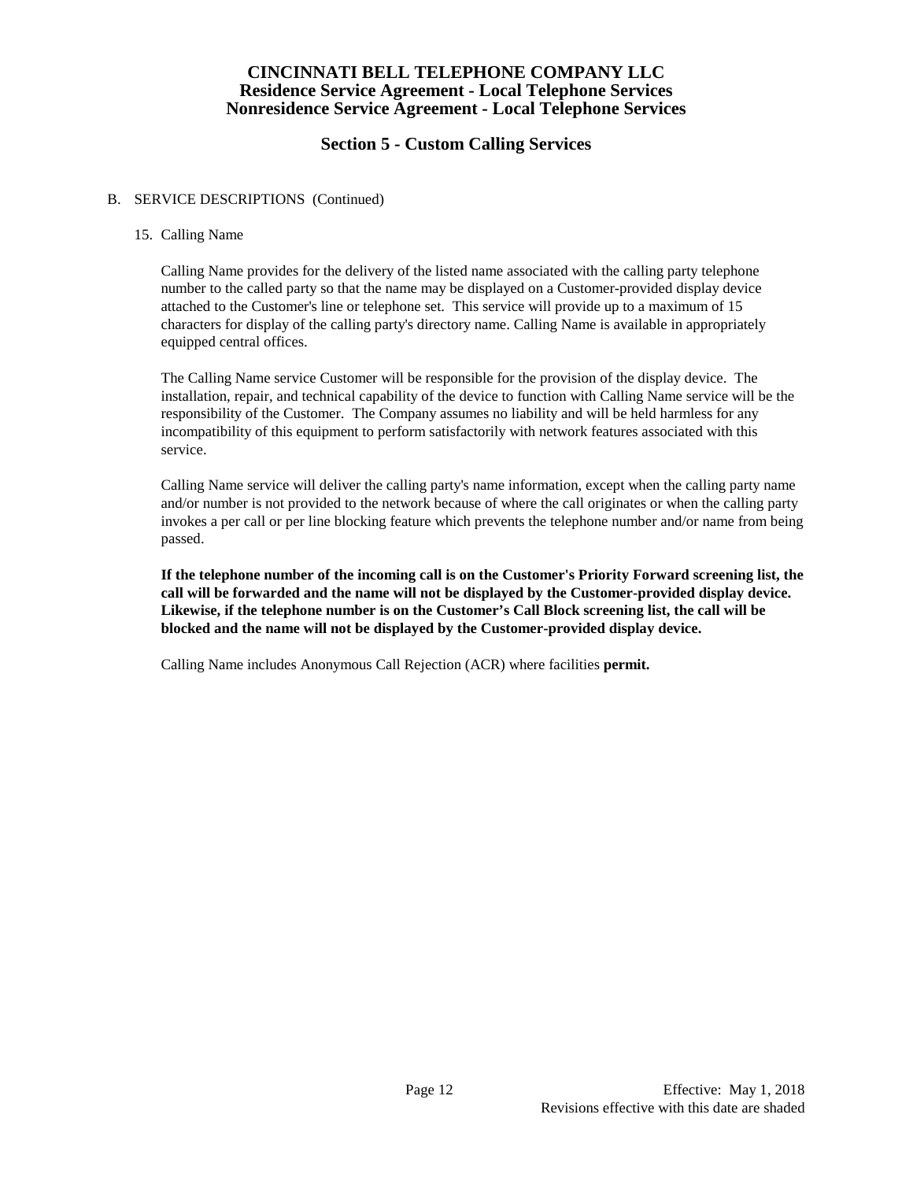# CINCINNATI BELL TELEPHONE COMPANY LLC
## Residence Service Agreement - Local Telephone Services
## Nonresidence Service Agreement - Local Telephone Services

## Section 5 - Custom Calling Services

B. SERVICE DESCRIPTIONS (Continued)

15. Calling Name

Calling Name provides for the delivery of the listed name associated with the calling party telephone number to the called party so that the name may be displayed on a Customer-provided display device attached to the Customer's line or telephone set. This service will provide up to a maximum of 15 characters for display of the calling party's directory name. Calling Name is available in appropriately equipped central offices.

The Calling Name service Customer will be responsible for the provision of the display device. The installation, repair, and technical capability of the device to function with Calling Name service will be the responsibility of the Customer. The Company assumes no liability and will be held harmless for any incompatibility of this equipment to perform satisfactorily with network features associated with this service.

Calling Name service will deliver the calling party's name information, except when the calling party name and/or number is not provided to the network because of where the call originates or when the calling party invokes a per call or per line blocking feature which prevents the telephone number and/or name from being passed.

**If the telephone number of the incoming call is on the Customer's Priority Forward screening list, the call will be forwarded and the name will not be displayed by the Customer-provided display device. Likewise, if the telephone number is on the Customer's Call Block screening list, the call will be blocked and the name will not be displayed by the Customer-provided display device.**

Calling Name includes Anonymous Call Rejection (ACR) where facilities **permit.**

Effective: May 1, 2018
Revisions effective with this date are shaded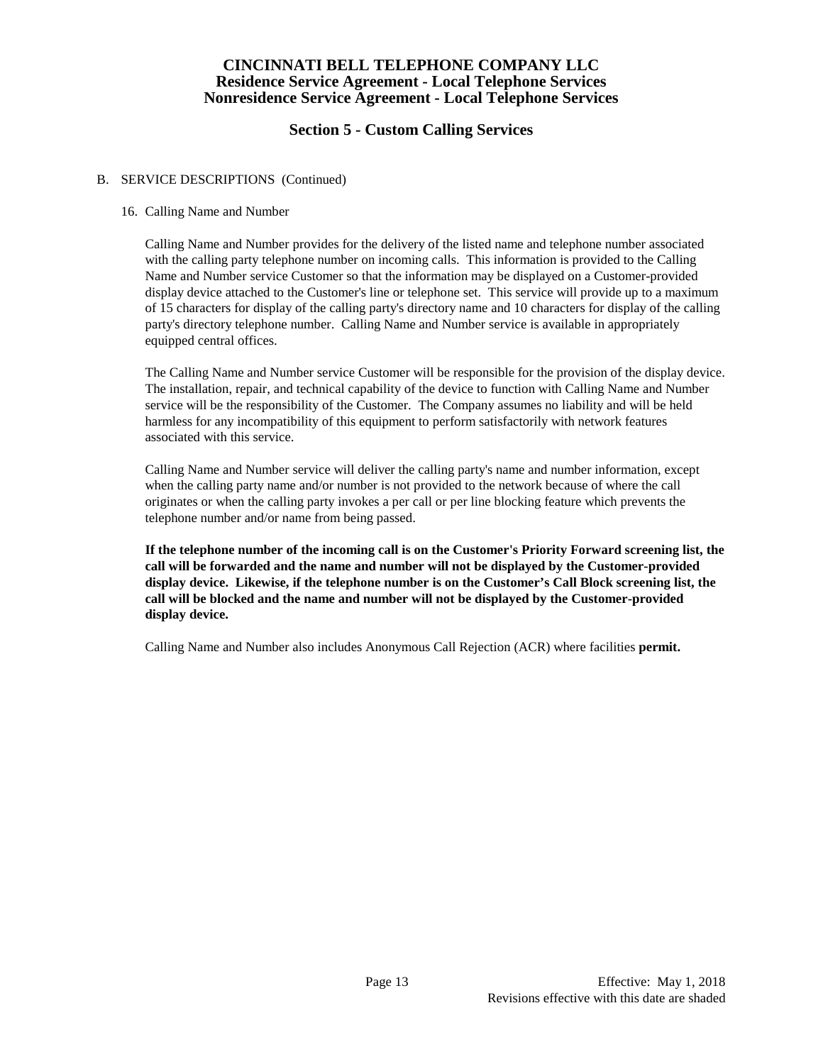# CINCINNATI BELL TELEPHONE COMPANY LLC
## Residence Service Agreement - Local Telephone Services
## Nonresidence Service Agreement - Local Telephone Services

## Section 5 - Custom Calling Services

B. SERVICE DESCRIPTIONS (Continued)

16. Calling Name and Number

Calling Name and Number provides for the delivery of the listed name and telephone number associated with the calling party telephone number on incoming calls. This information is provided to the Calling Name and Number service Customer so that the information may be displayed on a Customer-provided display device attached to the Customer's line or telephone set. This service will provide up to a maximum of 15 characters for display of the calling party's directory name and 10 characters for display of the calling party's directory telephone number. Calling Name and Number service is available in appropriately equipped central offices.

The Calling Name and Number service Customer will be responsible for the provision of the display device. The installation, repair, and technical capability of the device to function with Calling Name and Number service will be the responsibility of the Customer. The Company assumes no liability and will be held harmless for any incompatibility of this equipment to perform satisfactorily with network features associated with this service.

Calling Name and Number service will deliver the calling party's name and number information, except when the calling party name and/or number is not provided to the network because of where the call originates or when the calling party invokes a per call or per line blocking feature which prevents the telephone number and/or name from being passed.

**If the telephone number of the incoming call is on the Customer's Priority Forward screening list, the call will be forwarded and the name and number will not be displayed by the Customer-provided display device. Likewise, if the telephone number is on the Customer's Call Block screening list, the call will be blocked and the name and number will not be displayed by the Customer-provided display device.**

Calling Name and Number also includes Anonymous Call Rejection (ACR) where facilities **permit.**

Effective: May 1, 2018
Revisions effective with this date are shaded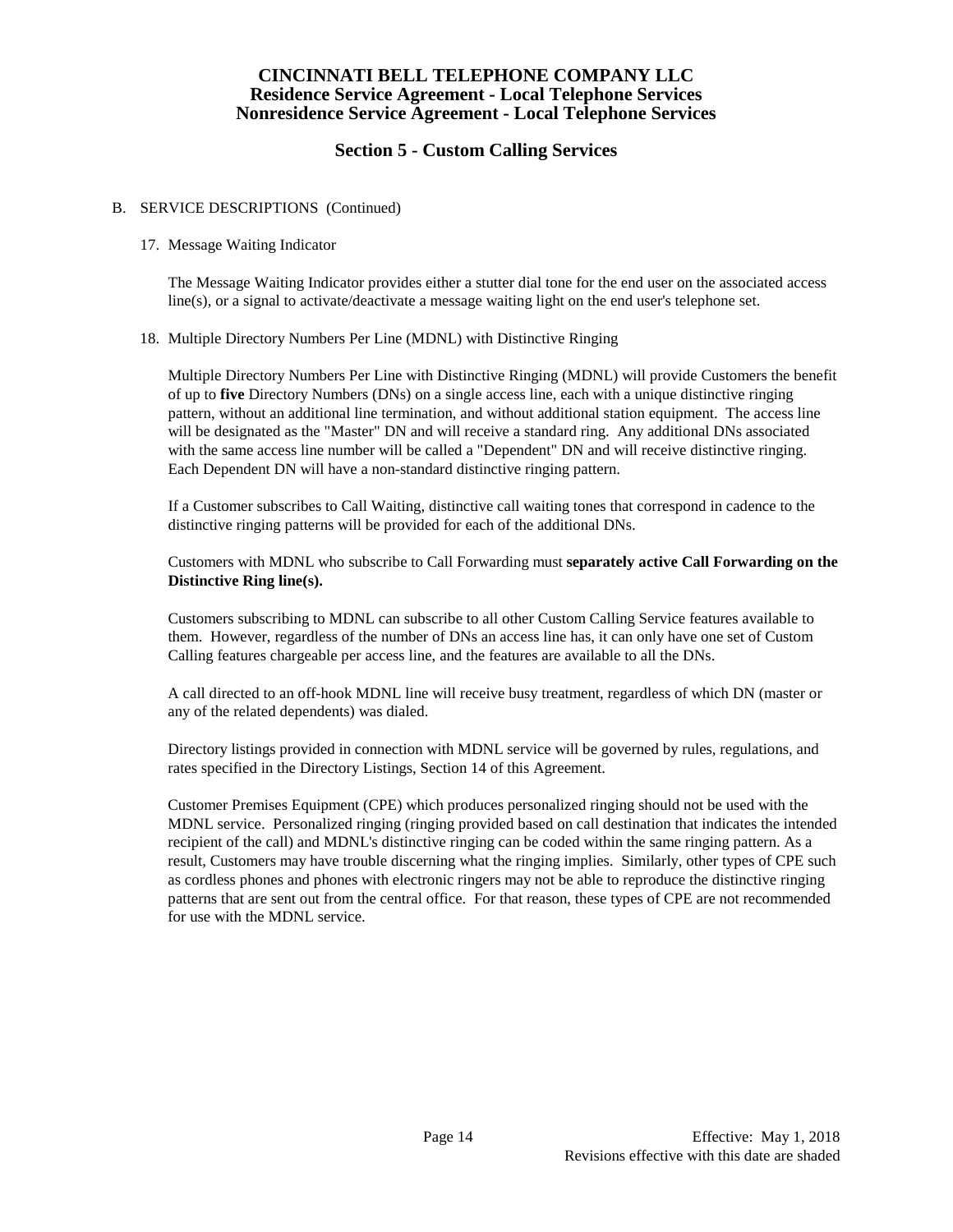# CINCINNATI BELL TELEPHONE COMPANY LLC
## Residence Service Agreement - Local Telephone Services
## Nonresidence Service Agreement - Local Telephone Services

## Section 5 - Custom Calling Services

B. SERVICE DESCRIPTIONS (Continued)

17. Message Waiting Indicator

The Message Waiting Indicator provides either a stutter dial tone for the end user on the associated access line(s), or a signal to activate/deactivate a message waiting light on the end user's telephone set.

18. Multiple Directory Numbers Per Line (MDNL) with Distinctive Ringing

Multiple Directory Numbers Per Line with Distinctive Ringing (MDNL) will provide Customers the benefit of up to **five** Directory Numbers (DNs) on a single access line, each with a unique distinctive ringing pattern, without an additional line termination, and without additional station equipment. The access line will be designated as the "Master" DN and will receive a standard ring. Any additional DNs associated with the same access line number will be called a "Dependent" DN and will receive distinctive ringing. Each Dependent DN will have a non-standard distinctive ringing pattern.

If a Customer subscribes to Call Waiting, distinctive call waiting tones that correspond in cadence to the distinctive ringing patterns will be provided for each of the additional DNs.

Customers with MDNL who subscribe to Call Forwarding must **separately active Call Forwarding on the Distinctive Ring line(s).**

Customers subscribing to MDNL can subscribe to all other Custom Calling Service features available to them. However, regardless of the number of DNs an access line has, it can only have one set of Custom Calling features chargeable per access line, and the features are available to all the DNs.

A call directed to an off-hook MDNL line will receive busy treatment, regardless of which DN (master or any of the related dependents) was dialed.

Directory listings provided in connection with MDNL service will be governed by rules, regulations, and rates specified in the Directory Listings, Section 14 of this Agreement.

Customer Premises Equipment (CPE) which produces personalized ringing should not be used with the MDNL service. Personalized ringing (ringing provided based on call destination that indicates the intended recipient of the call) and MDNL's distinctive ringing can be coded within the same ringing pattern. As a result, Customers may have trouble discerning what the ringing implies. Similarly, other types of CPE such as cordless phones and phones with electronic ringers may not be able to reproduce the distinctive ringing patterns that are sent out from the central office. For that reason, these types of CPE are not recommended for use with the MDNL service.

Effective: May 1, 2018
Revisions effective with this date are shaded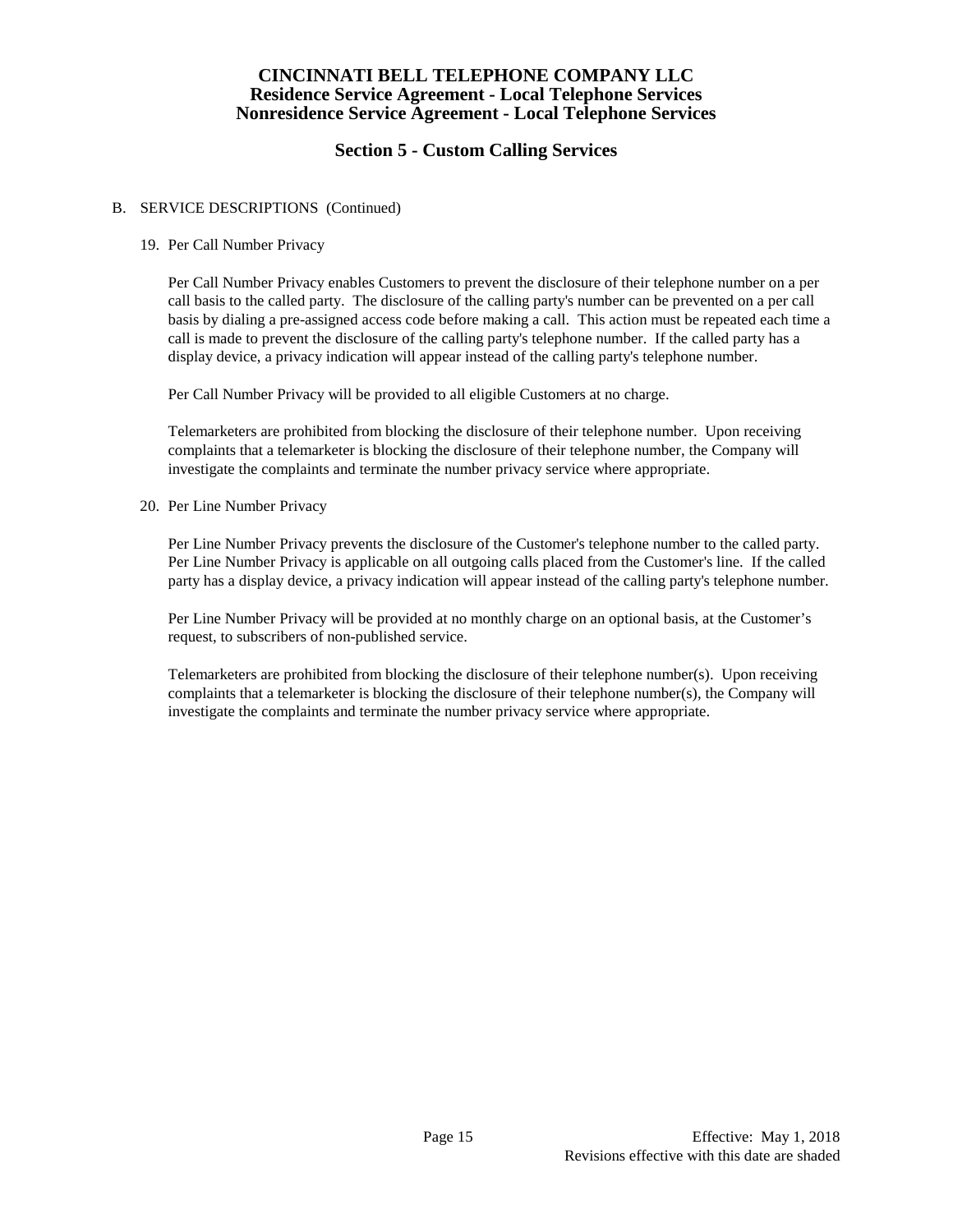# CINCINNATI BELL TELEPHONE COMPANY LLC
## Residence Service Agreement - Local Telephone Services
## Nonresidence Service Agreement - Local Telephone Services

## Section 5 - Custom Calling Services

B. SERVICE DESCRIPTIONS (Continued)

19. Per Call Number Privacy

    Per Call Number Privacy enables Customers to prevent the disclosure of their telephone number on a per call basis to the called party. The disclosure of the calling party's number can be prevented on a per call basis by dialing a pre-assigned access code before making a call. This action must be repeated each time a call is made to prevent the disclosure of the calling party's telephone number. If the called party has a display device, a privacy indication will appear instead of the calling party's telephone number.

    Per Call Number Privacy will be provided to all eligible Customers at no charge.

    Telemarketers are prohibited from blocking the disclosure of their telephone number. Upon receiving complaints that a telemarketer is blocking the disclosure of their telephone number, the Company will investigate the complaints and terminate the number privacy service where appropriate.

20. Per Line Number Privacy

    Per Line Number Privacy prevents the disclosure of the Customer's telephone number to the called party. Per Line Number Privacy is applicable on all outgoing calls placed from the Customer's line. If the called party has a display device, a privacy indication will appear instead of the calling party's telephone number.

    Per Line Number Privacy will be provided at no monthly charge on an optional basis, at the Customer's request, to subscribers of non-published service.

    Telemarketers are prohibited from blocking the disclosure of their telephone number(s). Upon receiving complaints that a telemarketer is blocking the disclosure of their telephone number(s), the Company will investigate the complaints and terminate the number privacy service where appropriate.

Effective: May 1, 2018
Revisions effective with this date are shaded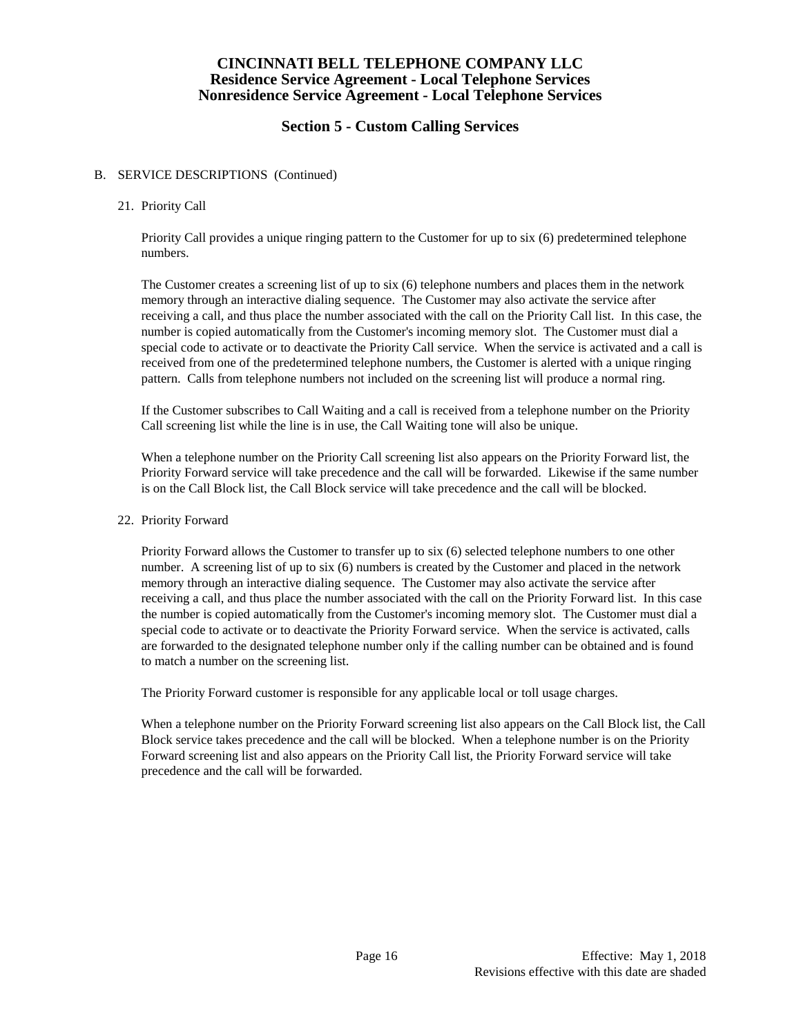# CINCINNATI BELL TELEPHONE COMPANY LLC
## Residence Service Agreement - Local Telephone Services
## Nonresidence Service Agreement - Local Telephone Services

## Section 5 - Custom Calling Services

B. SERVICE DESCRIPTIONS (Continued)

21. Priority Call

Priority Call provides a unique ringing pattern to the Customer for up to six (6) predetermined telephone numbers.

The Customer creates a screening list of up to six (6) telephone numbers and places them in the network memory through an interactive dialing sequence. The Customer may also activate the service after receiving a call, and thus place the number associated with the call on the Priority Call list. In this case, the number is copied automatically from the Customer's incoming memory slot. The Customer must dial a special code to activate or to deactivate the Priority Call service. When the service is activated and a call is received from one of the predetermined telephone numbers, the Customer is alerted with a unique ringing pattern. Calls from telephone numbers not included on the screening list will produce a normal ring.

If the Customer subscribes to Call Waiting and a call is received from a telephone number on the Priority Call screening list while the line is in use, the Call Waiting tone will also be unique.

When a telephone number on the Priority Call screening list also appears on the Priority Forward list, the Priority Forward service will take precedence and the call will be forwarded. Likewise if the same number is on the Call Block list, the Call Block service will take precedence and the call will be blocked.

22. Priority Forward

Priority Forward allows the Customer to transfer up to six (6) selected telephone numbers to one other number. A screening list of up to six (6) numbers is created by the Customer and placed in the network memory through an interactive dialing sequence. The Customer may also activate the service after receiving a call, and thus place the number associated with the call on the Priority Forward list. In this case the number is copied automatically from the Customer's incoming memory slot. The Customer must dial a special code to activate or to deactivate the Priority Forward service. When the service is activated, calls are forwarded to the designated telephone number only if the calling number can be obtained and is found to match a number on the screening list.

The Priority Forward customer is responsible for any applicable local or toll usage charges.

When a telephone number on the Priority Forward screening list also appears on the Call Block list, the Call Block service takes precedence and the call will be blocked. When a telephone number is on the Priority Forward screening list and also appears on the Priority Call list, the Priority Forward service will take precedence and the call will be forwarded.

Effective: May 1, 2018
Revisions effective with this date are shaded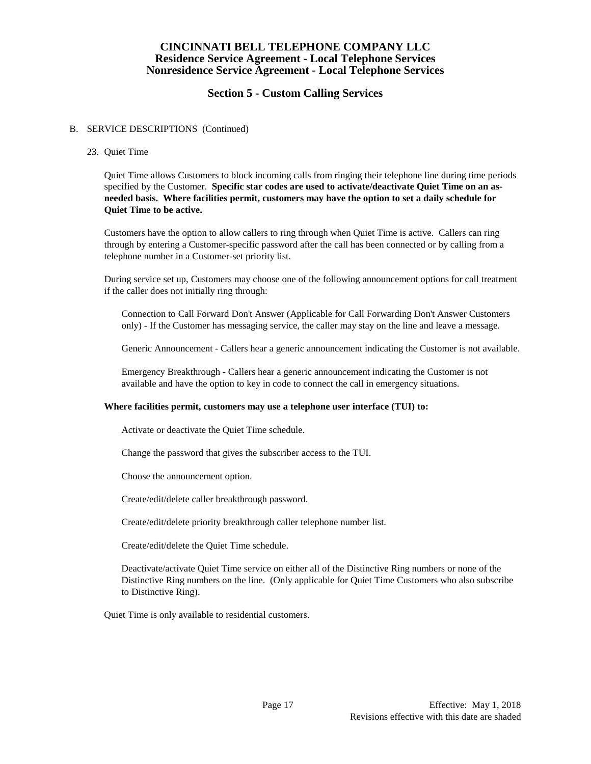# CINCINNATI BELL TELEPHONE COMPANY LLC
## Residence Service Agreement - Local Telephone Services
## Nonresidence Service Agreement - Local Telephone Services

## Section 5 - Custom Calling Services

B. SERVICE DESCRIPTIONS (Continued)

23. Quiet Time

Quiet Time allows Customers to block incoming calls from ringing their telephone line during time periods specified by the Customer. **Specific star codes are used to activate/deactivate Quiet Time on an as-needed basis. Where facilities permit, customers may have the option to set a daily schedule for Quiet Time to be active.**

Customers have the option to allow callers to ring through when Quiet Time is active. Callers can ring through by entering a Customer-specific password after the call has been connected or by calling from a telephone number in a Customer-set priority list.

During service set up, Customers may choose one of the following announcement options for call treatment if the caller does not initially ring through:

Connection to Call Forward Don't Answer (Applicable for Call Forwarding Don't Answer Customers only) - If the Customer has messaging service, the caller may stay on the line and leave a message.

Generic Announcement - Callers hear a generic announcement indicating the Customer is not available.

Emergency Breakthrough - Callers hear a generic announcement indicating the Customer is not available and have the option to key in code to connect the call in emergency situations.

**Where facilities permit, customers may use a telephone user interface (TUI) to:**

Activate or deactivate the Quiet Time schedule.

Change the password that gives the subscriber access to the TUI.

Choose the announcement option.

Create/edit/delete caller breakthrough password.

Create/edit/delete priority breakthrough caller telephone number list.

Create/edit/delete the Quiet Time schedule.

Deactivate/activate Quiet Time service on either all of the Distinctive Ring numbers or none of the Distinctive Ring numbers on the line. (Only applicable for Quiet Time Customers who also subscribe to Distinctive Ring).

Quiet Time is only available to residential customers.

Effective: May 1, 2018
Revisions effective with this date are shaded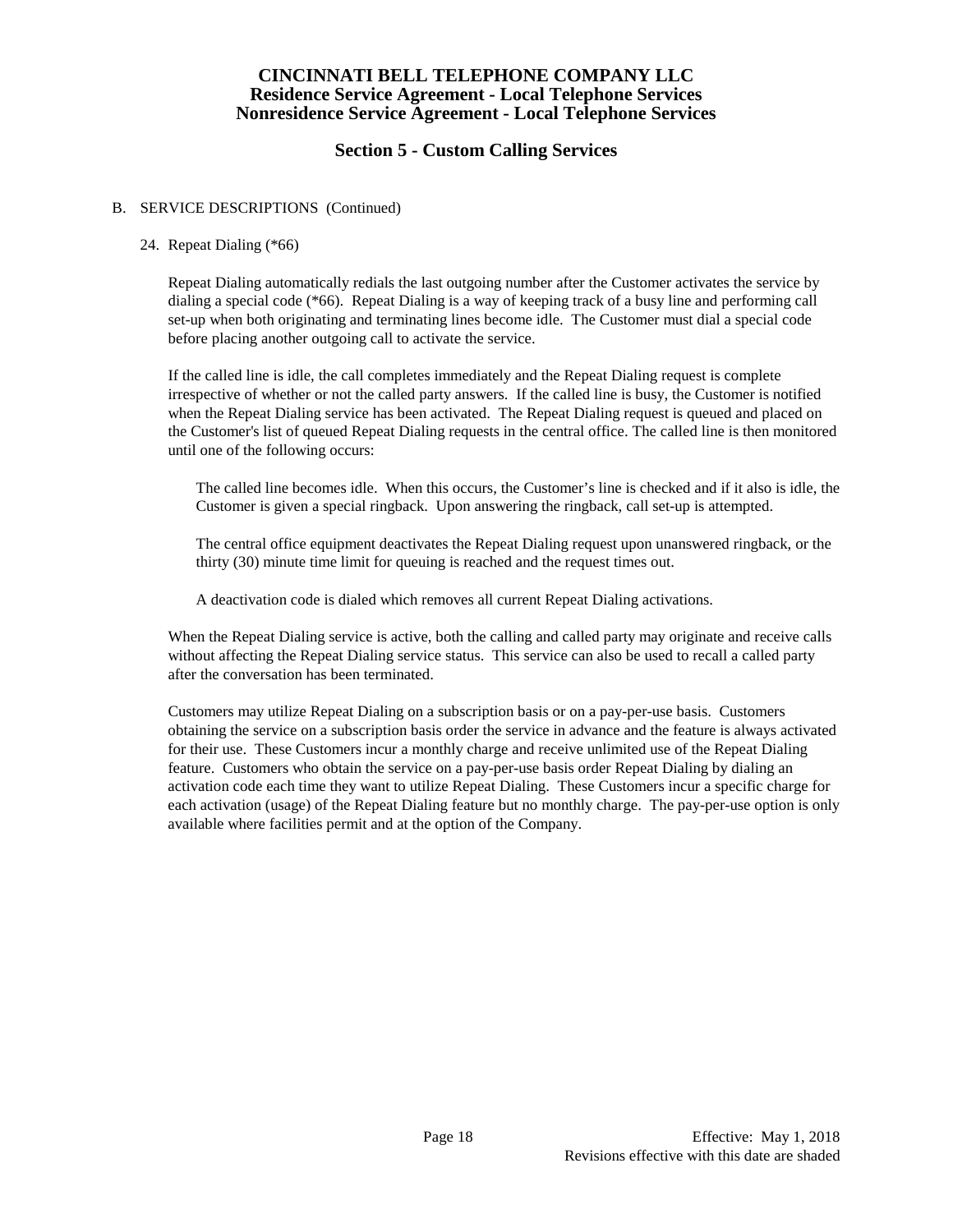# CINCINNATI BELL TELEPHONE COMPANY LLC
## Residence Service Agreement - Local Telephone Services
## Nonresidence Service Agreement - Local Telephone Services

## Section 5 - Custom Calling Services

B. SERVICE DESCRIPTIONS (Continued)

24. Repeat Dialing (*66)

Repeat Dialing automatically redials the last outgoing number after the Customer activates the service by dialing a special code (*66). Repeat Dialing is a way of keeping track of a busy line and performing call set-up when both originating and terminating lines become idle. The Customer must dial a special code before placing another outgoing call to activate the service.

If the called line is idle, the call completes immediately and the Repeat Dialing request is complete irrespective of whether or not the called party answers. If the called line is busy, the Customer is notified when the Repeat Dialing service has been activated. The Repeat Dialing request is queued and placed on the Customer's list of queued Repeat Dialing requests in the central office. The called line is then monitored until one of the following occurs:

The called line becomes idle. When this occurs, the Customer's line is checked and if it also is idle, the Customer is given a special ringback. Upon answering the ringback, call set-up is attempted.

The central office equipment deactivates the Repeat Dialing request upon unanswered ringback, or the thirty (30) minute time limit for queuing is reached and the request times out.

A deactivation code is dialed which removes all current Repeat Dialing activations.

When the Repeat Dialing service is active, both the calling and called party may originate and receive calls without affecting the Repeat Dialing service status. This service can also be used to recall a called party after the conversation has been terminated.

Customers may utilize Repeat Dialing on a subscription basis or on a pay-per-use basis. Customers obtaining the service on a subscription basis order the service in advance and the feature is always activated for their use. These Customers incur a monthly charge and receive unlimited use of the Repeat Dialing feature. Customers who obtain the service on a pay-per-use basis order Repeat Dialing by dialing an activation code each time they want to utilize Repeat Dialing. These Customers incur a specific charge for each activation (usage) of the Repeat Dialing feature but no monthly charge. The pay-per-use option is only available where facilities permit and at the option of the Company.

Effective: May 1, 2018
Revisions effective with this date are shaded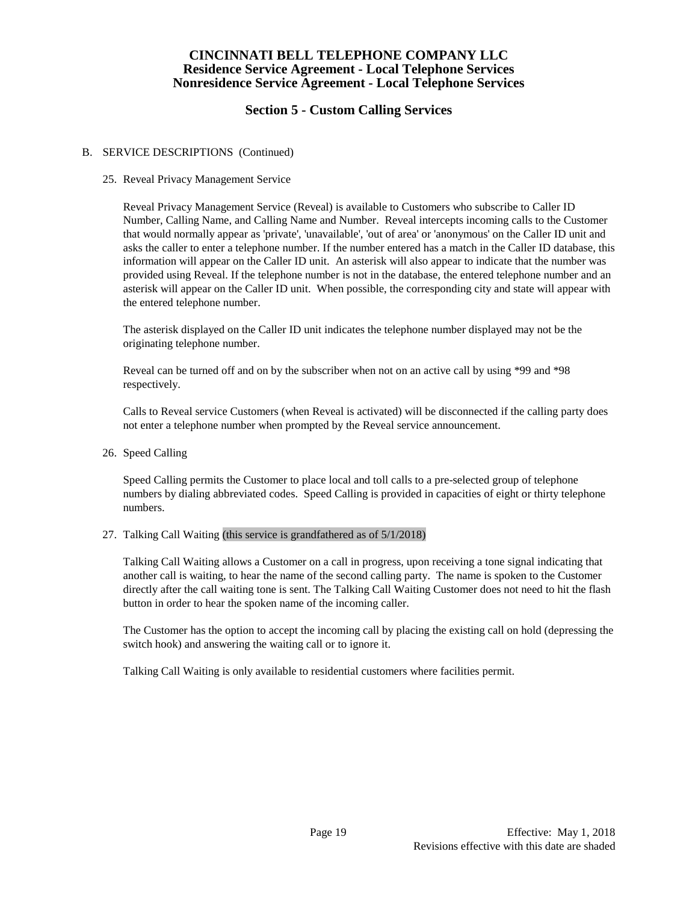# CINCINNATI BELL TELEPHONE COMPANY LLC
## Residence Service Agreement - Local Telephone Services
## Nonresidence Service Agreement - Local Telephone Services

## Section 5 - Custom Calling Services

B. SERVICE DESCRIPTIONS (Continued)

25. Reveal Privacy Management Service

    Reveal Privacy Management Service (Reveal) is available to Customers who subscribe to Caller ID Number, Calling Name, and Calling Name and Number. Reveal intercepts incoming calls to the Customer that would normally appear as 'private', 'unavailable', 'out of area' or 'anonymous' on the Caller ID unit and asks the caller to enter a telephone number. If the number entered has a match in the Caller ID database, this information will appear on the Caller ID unit. An asterisk will also appear to indicate that the number was provided using Reveal. If the telephone number is not in the database, the entered telephone number and an asterisk will appear on the Caller ID unit. When possible, the corresponding city and state will appear with the entered telephone number.

    The asterisk displayed on the Caller ID unit indicates the telephone number displayed may not be the originating telephone number.

    Reveal can be turned off and on by the subscriber when not on an active call by using *99 and *98 respectively.

    Calls to Reveal service Customers (when Reveal is activated) will be disconnected if the calling party does not enter a telephone number when prompted by the Reveal service announcement.

26. Speed Calling

    Speed Calling permits the Customer to place local and toll calls to a pre-selected group of telephone numbers by dialing abbreviated codes. Speed Calling is provided in capacities of eight or thirty telephone numbers.

27. Talking Call Waiting (this service is grandfathered as of 5/1/2018)

    Talking Call Waiting allows a Customer on a call in progress, upon receiving a tone signal indicating that another call is waiting, to hear the name of the second calling party. The name is spoken to the Customer directly after the call waiting tone is sent. The Talking Call Waiting Customer does not need to hit the flash button in order to hear the spoken name of the incoming caller.

    The Customer has the option to accept the incoming call by placing the existing call on hold (depressing the switch hook) and answering the waiting call or to ignore it.

    Talking Call Waiting is only available to residential customers where facilities permit.

Effective: May 1, 2018
Revisions effective with this date are shaded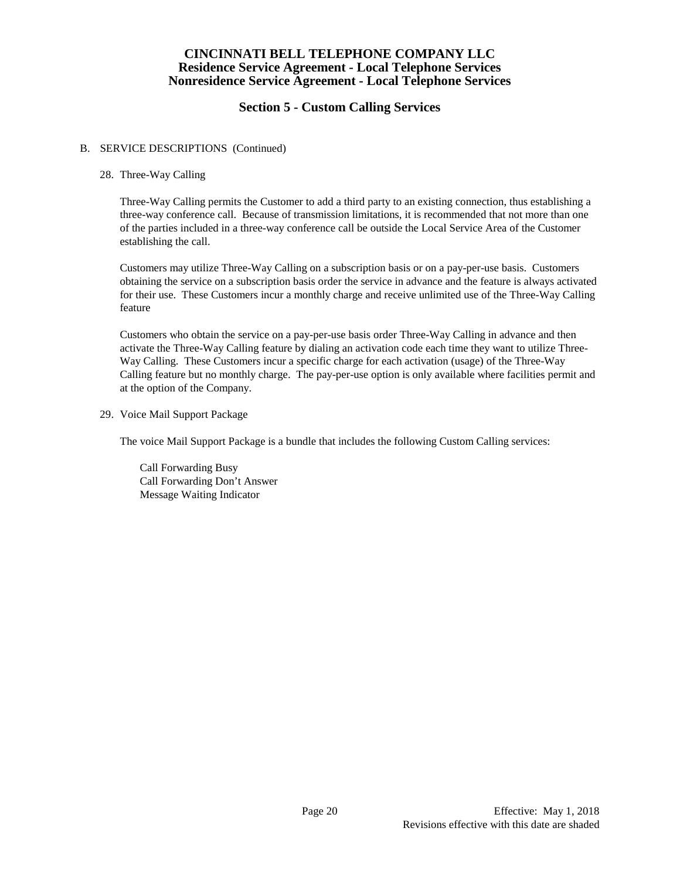# CINCINNATI BELL TELEPHONE COMPANY LLC
## Residence Service Agreement - Local Telephone Services
## Nonresidence Service Agreement - Local Telephone Services

## Section 5 - Custom Calling Services

B. SERVICE DESCRIPTIONS (Continued)

28. Three-Way Calling

Three-Way Calling permits the Customer to add a third party to an existing connection, thus establishing a three-way conference call. Because of transmission limitations, it is recommended that not more than one of the parties included in a three-way conference call be outside the Local Service Area of the Customer establishing the call.

Customers may utilize Three-Way Calling on a subscription basis or on a pay-per-use basis. Customers obtaining the service on a subscription basis order the service in advance and the feature is always activated for their use. These Customers incur a monthly charge and receive unlimited use of the Three-Way Calling feature

Customers who obtain the service on a pay-per-use basis order Three-Way Calling in advance and then activate the Three-Way Calling feature by dialing an activation code each time they want to utilize Three-Way Calling. These Customers incur a specific charge for each activation (usage) of the Three-Way Calling feature but no monthly charge. The pay-per-use option is only available where facilities permit and at the option of the Company.

29. Voice Mail Support Package

The voice Mail Support Package is a bundle that includes the following Custom Calling services:

Call Forwarding Busy
Call Forwarding Don't Answer
Message Waiting Indicator

Effective: May 1, 2018
Revisions effective with this date are shaded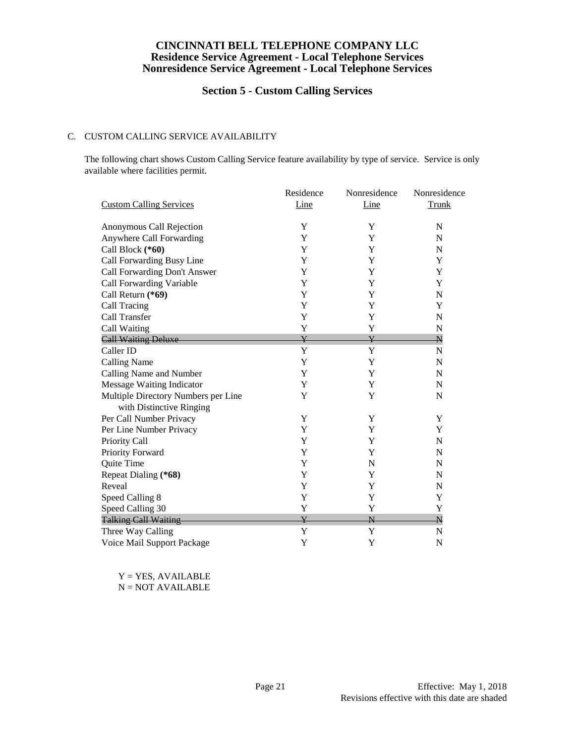# CINCINNATI BELL TELEPHONE COMPANY LLC
## Residence Service Agreement - Local Telephone Services
## Nonresidence Service Agreement - Local Telephone Services

### Section 5 - Custom Calling Services

C. CUSTOM CALLING SERVICE AVAILABILITY

The following chart shows Custom Calling Service feature availability by type of service. Service is only available where facilities permit.

| Custom Calling Services | Residence Line | Nonresidence Line | Nonresidence Trunk |
|---|---|---|---|
| Anonymous Call Rejection | Y | Y | N |
| Anywhere Call Forwarding | Y | Y | N |
| Call Block **(*60)** | Y | Y | N |
| Call Forwarding Busy Line | Y | Y | Y |
| Call Forwarding Don't Answer | Y | Y | Y |
| Call Forwarding Variable | Y | Y | Y |
| Call Return **(*69)** | Y | Y | N |
| Call Tracing | Y | Y | Y |
| Call Transfer | Y | Y | N |
| Call Waiting | Y | Y | N |
| ~~Call Waiting Deluxe~~ | ~~Y~~ | ~~Y~~ | ~~N~~ |
| Caller ID | Y | Y | N |
| Calling Name | Y | Y | N |
| Calling Name and Number | Y | Y | N |
| Message Waiting Indicator | Y | Y | N |
| Multiple Directory Numbers per Line with Distinctive Ringing | Y | Y | N |
| Per Call Number Privacy | Y | Y | Y |
| Per Line Number Privacy | Y | Y | Y |
| Priority Call | Y | Y | N |
| Priority Forward | Y | Y | N |
| Quite Time | Y | N | N |
| Repeat Dialing **(*68)** | Y | Y | N |
| Reveal | Y | Y | N |
| Speed Calling 8 | Y | Y | Y |
| Speed Calling 30 | Y | Y | Y |
| ~~Talking Call Waiting~~ | ~~Y~~ | ~~N~~ | ~~N~~ |
| Three Way Calling | Y | Y | N |
| Voice Mail Support Package | Y | Y | N |

Y = YES, AVAILABLE
N = NOT AVAILABLE

Effective: May 1, 2018
Revisions effective with this date are shaded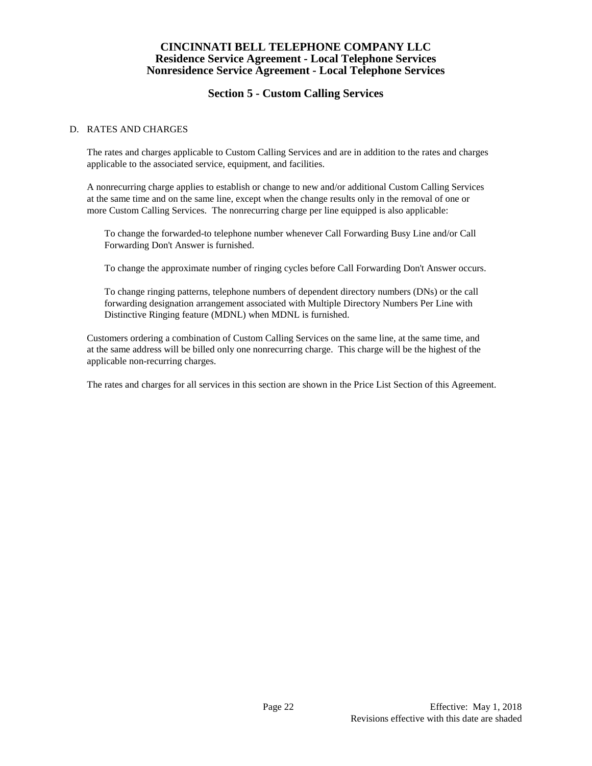# CINCINNATI BELL TELEPHONE COMPANY LLC
## Residence Service Agreement - Local Telephone Services
## Nonresidence Service Agreement - Local Telephone Services

## Section 5 - Custom Calling Services

D. RATES AND CHARGES

The rates and charges applicable to Custom Calling Services and are in addition to the rates and charges applicable to the associated service, equipment, and facilities.

A nonrecurring charge applies to establish or change to new and/or additional Custom Calling Services at the same time and on the same line, except when the change results only in the removal of one or more Custom Calling Services. The nonrecurring charge per line equipped is also applicable:

To change the forwarded-to telephone number whenever Call Forwarding Busy Line and/or Call Forwarding Don't Answer is furnished.

To change the approximate number of ringing cycles before Call Forwarding Don't Answer occurs.

To change ringing patterns, telephone numbers of dependent directory numbers (DNs) or the call forwarding designation arrangement associated with Multiple Directory Numbers Per Line with Distinctive Ringing feature (MDNL) when MDNL is furnished.

Customers ordering a combination of Custom Calling Services on the same line, at the same time, and at the same address will be billed only one nonrecurring charge. This charge will be the highest of the applicable non-recurring charges.

The rates and charges for all services in this section are shown in the Price List Section of this Agreement.

Effective: May 1, 2018
Revisions effective with this date are shaded